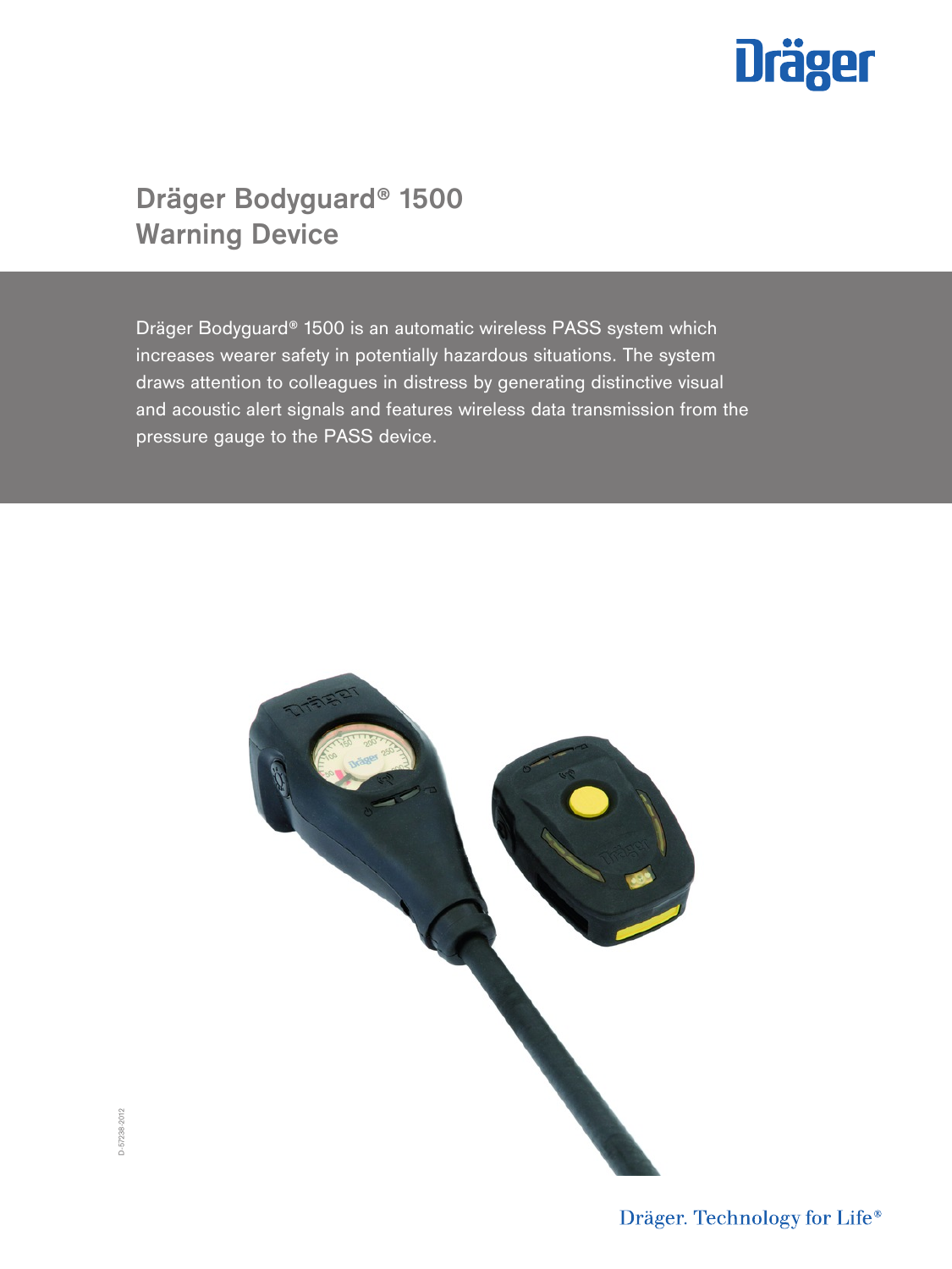# Dräger Bodyguard® 1500 Warning Device

Dräger Bodyguard® 1500 is an automatic wireless PASS system which increases wearer safety in potentially hazardous situations. The system draws attention to colleagues in distress by generating distinctive visual and acoustic alert signals and features wireless data transmission from the pressure gauge to the PASS device.

D-57238-2012

Dräger. Technology for Life®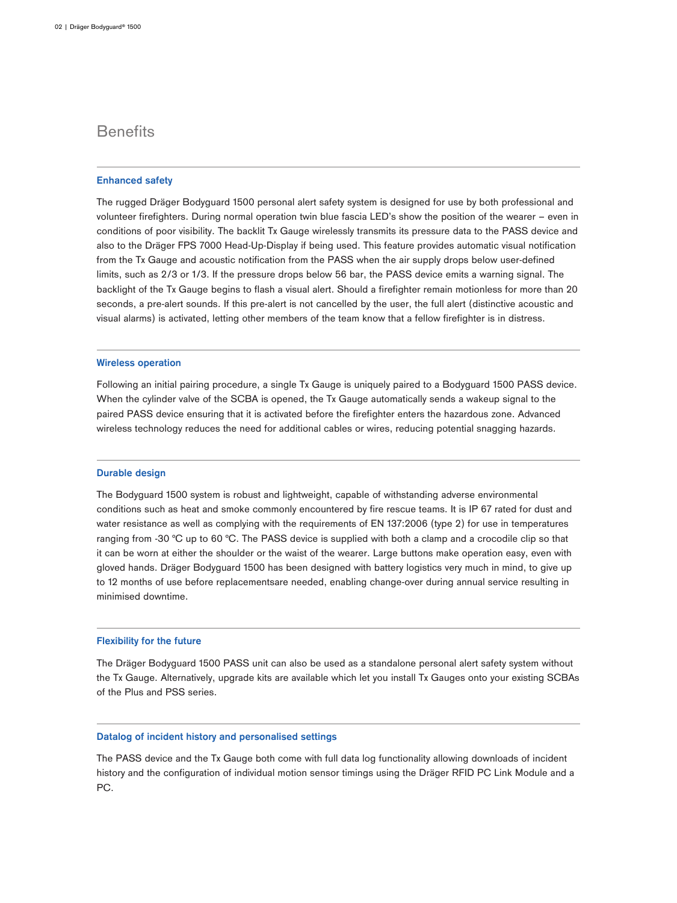# Benefits

## Enhanced safety

The rugged Dräger Bodyguard 1500 personal alert safety system is designed for use by both professional and volunteer firefighters. During normal operation twin blue fascia LED's show the position of the wearer – even in conditions of poor visibility. The backlit Tx Gauge wirelessly transmits its pressure data to the PASS device and also to the Dräger FPS 7000 Head-Up-Display if being used. This feature provides automatic visual notification from the Tx Gauge and acoustic notification from the PASS when the air supply drops below user-defined limits, such as 2/3 or 1/3. If the pressure drops below 56 bar, the PASS device emits a warning signal. The backlight of the Tx Gauge begins to flash a visual alert. Should a firefighter remain motionless for more than 20 seconds, a pre-alert sounds. If this pre-alert is not cancelled by the user, the full alert (distinctive acoustic and visual alarms) is activated, letting other members of the team know that a fellow firefighter is in distress.

## Wireless operation

Following an initial pairing procedure, a single Tx Gauge is uniquely paired to a Bodyguard 1500 PASS device. When the cylinder valve of the SCBA is opened, the Tx Gauge automatically sends a wakeup signal to the paired PASS device ensuring that it is activated before the firefighter enters the hazardous zone. Advanced wireless technology reduces the need for additional cables or wires, reducing potential snagging hazards.

## Durable design

The Bodyguard 1500 system is robust and lightweight, capable of withstanding adverse environmental conditions such as heat and smoke commonly encountered by fire rescue teams. It is IP 67 rated for dust and water resistance as well as complying with the requirements of EN 137:2006 (type 2) for use in temperatures ranging from -30 °C up to 60 °C. The PASS device is supplied with both a clamp and a crocodile clip so that it can be worn at either the shoulder or the waist of the wearer. Large buttons make operation easy, even with gloved hands. Dräger Bodyguard 1500 has been designed with battery logistics very much in mind, to give up to 12 months of use before replacementsare needed, enabling change-over during annual service resulting in minimised downtime.

## Flexibility for the future

The Dräger Bodyguard 1500 PASS unit can also be used as a standalone personal alert safety system without the Tx Gauge. Alternatively, upgrade kits are available which let you install Tx Gauges onto your existing SCBAs of the Plus and PSS series.

## Datalog of incident history and personalised settings

The PASS device and the Tx Gauge both come with full data log functionality allowing downloads of incident history and the configuration of individual motion sensor timings using the Dräger RFID PC Link Module and a PC.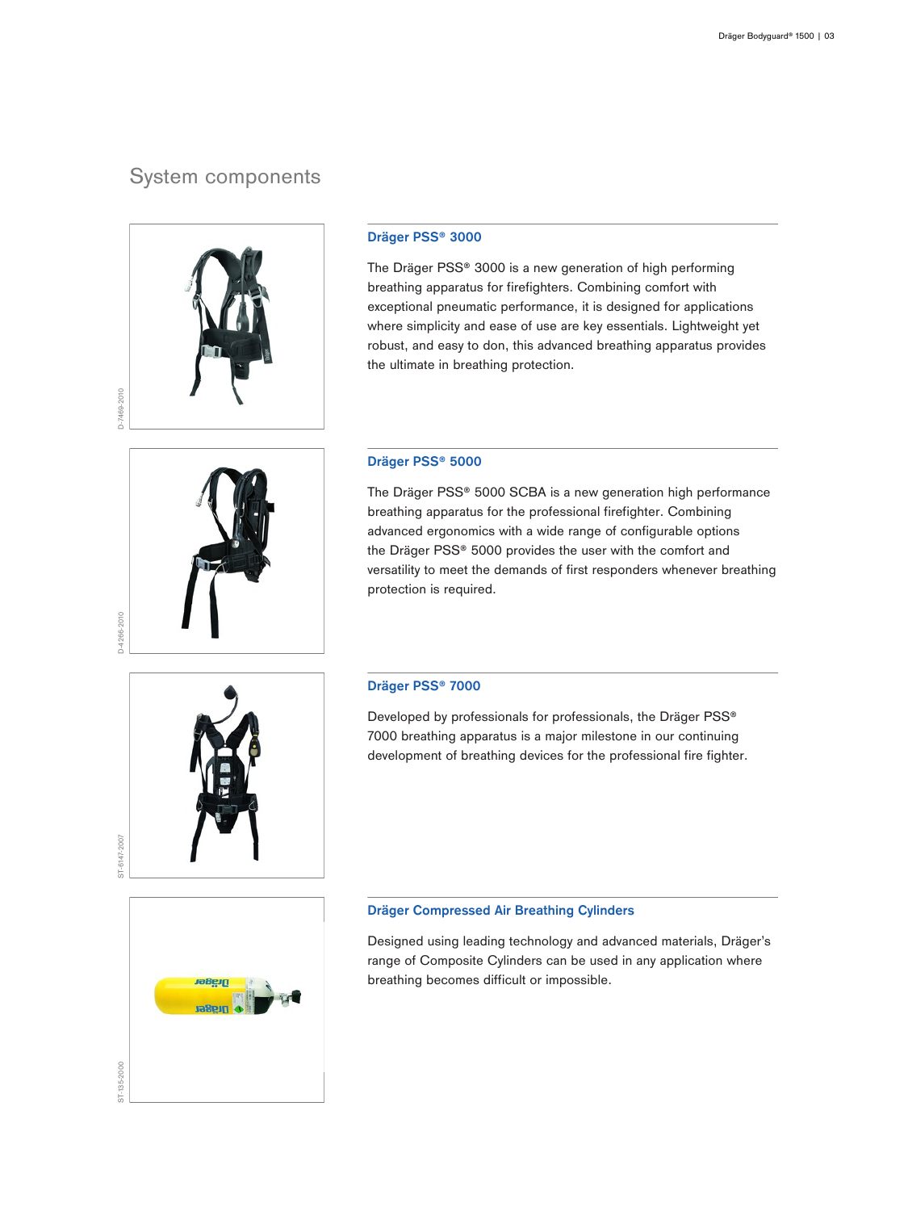## System components

### Dräger PSS® 3000

The Dräger PSS® 3000 is a new generation of high performing breathing apparatus for firefighters. Combining comfort with exceptional pneumatic performance, it is designed for applications where simplicity and ease of use are key essentials. Lightweight yet robust, and easy to don, this advanced breathing apparatus provides the ultimate in breathing protection.

### Dräger PSS® 5000

The Dräger PSS® 5000 SCBA is a new generation high performance breathing apparatus for the professional firefighter. Combining advanced ergonomics with a wide range of configurable options the Dräger PSS® 5000 provides the user with the comfort and versatility to meet the demands of first responders whenever breathing protection is required.

### Dräger PSS® 7000

Developed by professionals for professionals, the Dräger PSS® 7000 breathing apparatus is a major milestone in our continuing development of breathing devices for the professional fire fighter.

### Dräger Compressed Air Breathing Cylinders

Designed using leading technology and advanced materials, Dräger's range of Composite Cylinders can be used in any application where breathing becomes difficult or impossible.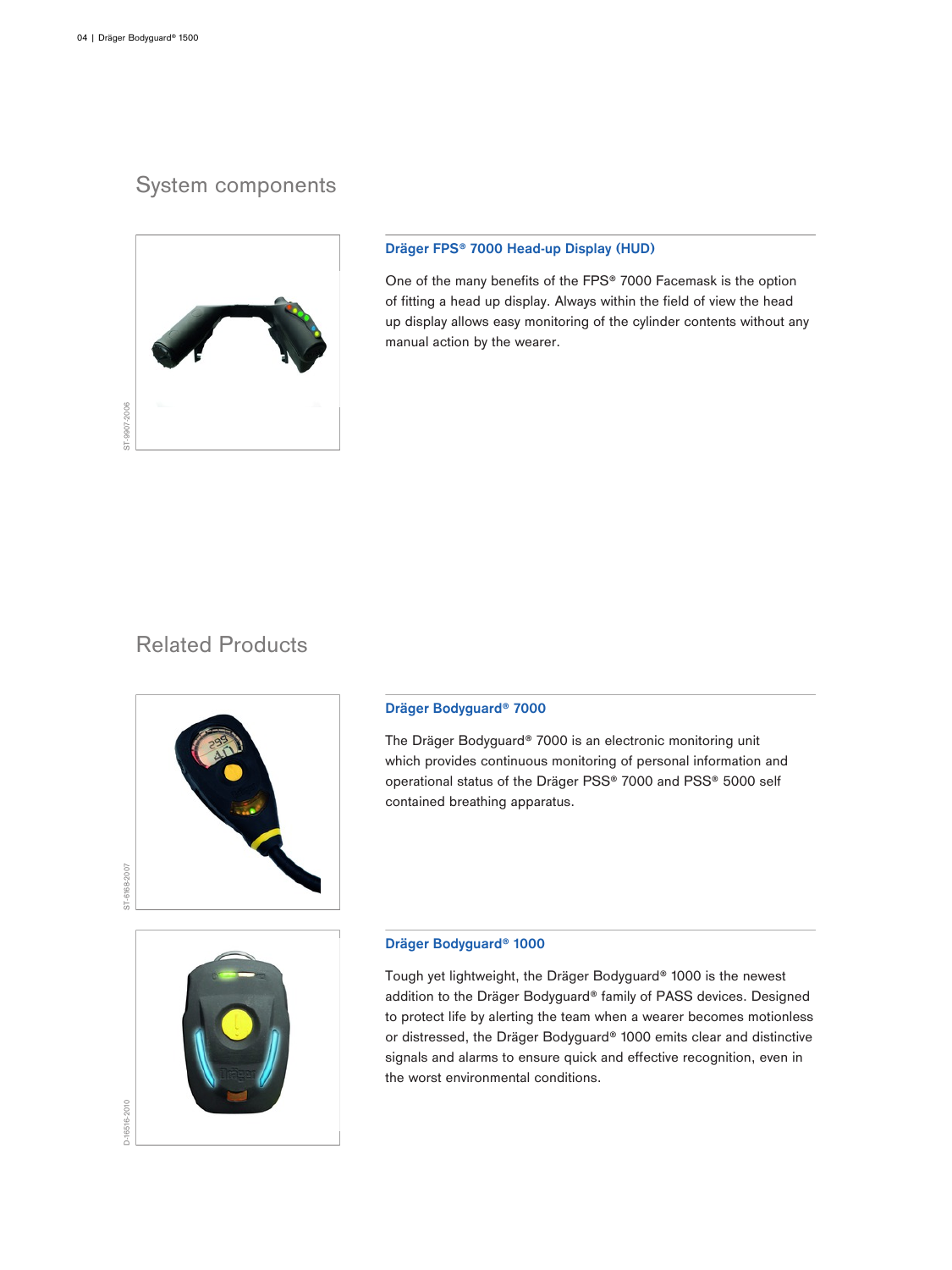## System components

### Dräger FPS® 7000 Head-up Display (HUD)

One of the many benefits of the FPS® 7000 Facemask is the option of fitting a head up display. Always within the field of view the head up display allows easy monitoring of the cylinder contents without any manual action by the wearer.

ST-9907-2006

## Related Products

### Dräger Bodyguard® 7000

The Dräger Bodyguard® 7000 is an electronic monitoring unit which provides continuous monitoring of personal information and operational status of the Dräger PSS® 7000 and PSS® 5000 self contained breathing apparatus.

ST-6168-2007

### Dräger Bodyguard® 1000

Tough yet lightweight, the Dräger Bodyguard® 1000 is the newest addition to the Dräger Bodyguard® family of PASS devices. Designed to protect life by alerting the team when a wearer becomes motionless or distressed, the Dräger Bodyguard® 1000 emits clear and distinctive signals and alarms to ensure quick and effective recognition, even in the worst environmental conditions.

D-16516-2010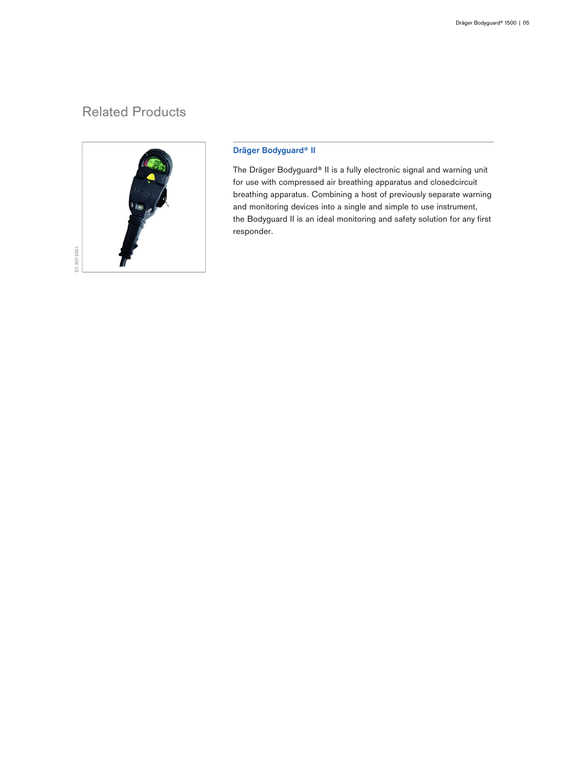## Related Products

ST-357-2001

### Dräger Bodyguard® II

The Dräger Bodyguard® II is a fully electronic signal and warning unit for use with compressed air breathing apparatus and closedcircuit breathing apparatus. Combining a host of previously separate warning and monitoring devices into a single and simple to use instrument, the Bodyguard II is an ideal monitoring and safety solution for any first responder.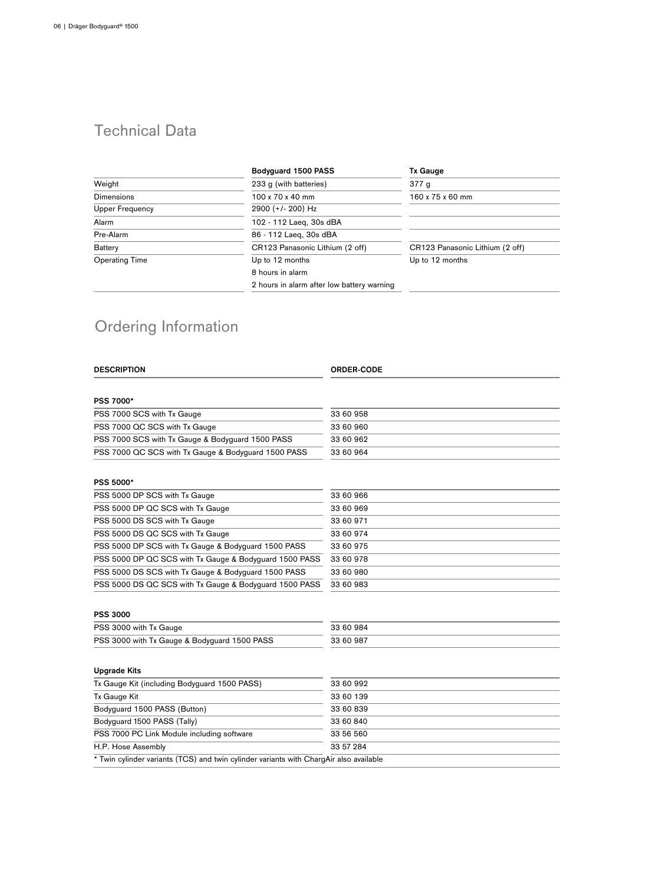## Technical Data

| | Bodyguard 1500 PASS | Tx Gauge |
|---|---|---|
| Weight | 233 g (with batteries) | 377 g |
| Dimensions | 100 x 70 x 40 mm | 160 x 75 x 60 mm |
| Upper Frequency | 2900 (+/- 200) Hz | |
| Alarm | 102 - 112 Laeq, 30s dBA | |
| Pre-Alarm | 86 - 112 Laeq, 30s dBA | |
| Battery | CR123 Panasonic Lithium (2 off) | CR123 Panasonic Lithium (2 off) |
| Operating Time | Up to 12 months<br>8 hours in alarm<br>2 hours in alarm after low battery warning | Up to 12 months |

## Ordering Information

| DESCRIPTION | ORDER-CODE |
|---|---|
| **PSS 7000*** | |
| PSS 7000 SCS with Tx Gauge | 33 60 958 |
| PSS 7000 QC SCS with Tx Gauge | 33 60 960 |
| PSS 7000 SCS with Tx Gauge & Bodyguard 1500 PASS | 33 60 962 |
| PSS 7000 QC SCS with Tx Gauge & Bodyguard 1500 PASS | 33 60 964 |
| **PSS 5000*** | |
| PSS 5000 DP SCS with Tx Gauge | 33 60 966 |
| PSS 5000 DP QC SCS with Tx Gauge | 33 60 969 |
| PSS 5000 DS SCS with Tx Gauge | 33 60 971 |
| PSS 5000 DS QC SCS with Tx Gauge | 33 60 974 |
| PSS 5000 DP SCS with Tx Gauge & Bodyguard 1500 PASS | 33 60 975 |
| PSS 5000 DP QC SCS with Tx Gauge & Bodyguard 1500 PASS | 33 60 978 |
| PSS 5000 DS SCS with Tx Gauge & Bodyguard 1500 PASS | 33 60 980 |
| PSS 5000 DS QC SCS with Tx Gauge & Bodyguard 1500 PASS | 33 60 983 |
| **PSS 3000** | |
| PSS 3000 with Tx Gauge | 33 60 984 |
| PSS 3000 with Tx Gauge & Bodyguard 1500 PASS | 33 60 987 |
| **Upgrade Kits** | |
| Tx Gauge Kit (including Bodyguard 1500 PASS) | 33 60 992 |
| Tx Gauge Kit | 33 60 139 |
| Bodyguard 1500 PASS (Button) | 33 60 839 |
| Bodyguard 1500 PASS (Tally) | 33 60 840 |
| PSS 7000 PC Link Module including software | 33 56 560 |
| H.P. Hose Assembly | 33 57 284 |

* Twin cylinder variants (TCS) and twin cylinder variants with ChargAir also available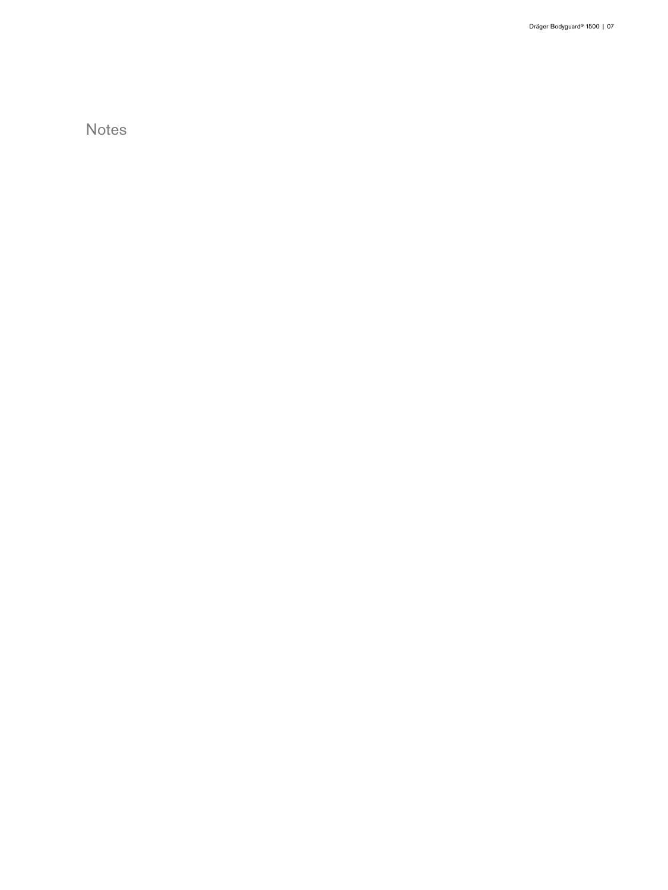# Notes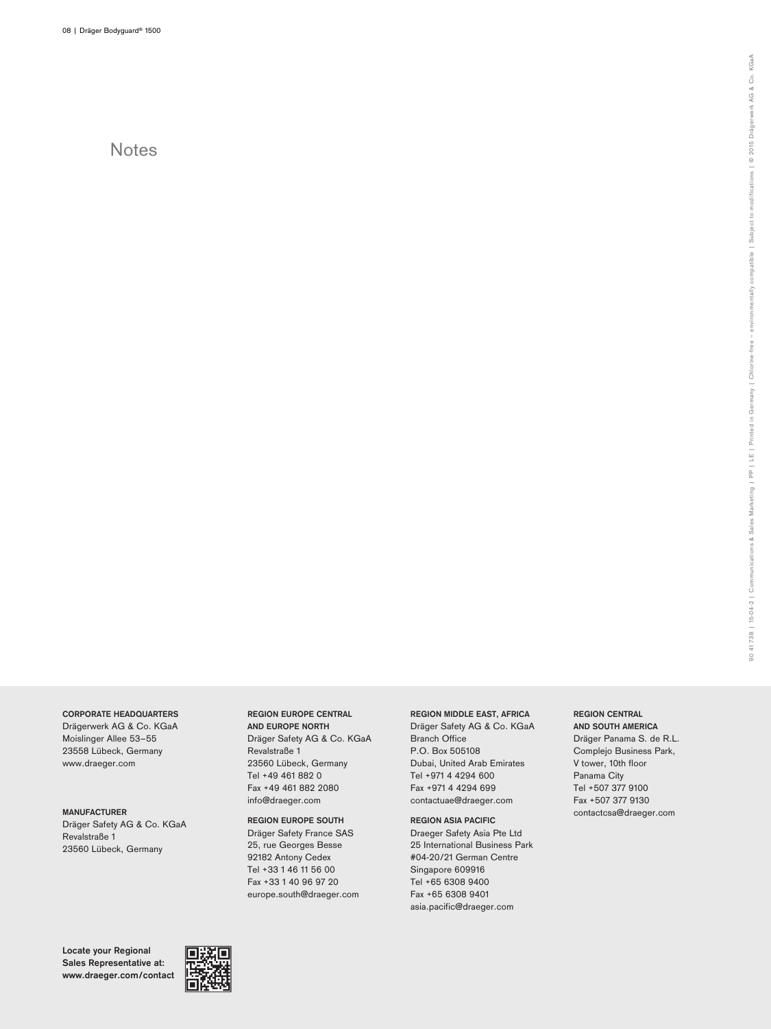## Notes

**CORPORATE HEADQUARTERS**
Drägerwerk AG & Co. KGaA
Moislinger Allee 53–55
23558 Lübeck, Germany
www.draeger.com

**MANUFACTURER**
Dräger Safety AG & Co. KGaA
Revalstraße 1
23560 Lübeck, Germany

**REGION EUROPE CENTRAL AND EUROPE NORTH**
Dräger Safety AG & Co. KGaA
Revalstraße 1
23560 Lübeck, Germany
Tel +49 461 882 0
Fax +49 461 882 2080
info@draeger.com

**REGION EUROPE SOUTH**
Dräger Safety France SAS
25, rue Georges Besse
92182 Antony Cedex
Tel +33 1 46 11 56 00
Fax +33 1 40 96 97 20
europe.south@draeger.com

**REGION MIDDLE EAST, AFRICA**
Dräger Safety AG & Co. KGaA
Branch Office
P.O. Box 505108
Dubai, United Arab Emirates
Tel +971 4 4294 600
Fax +971 4 4294 699
contactuae@draeger.com

**REGION ASIA PACIFIC**
Draeger Safety Asia Pte Ltd
25 International Business Park
#04-20/21 German Centre
Singapore 609916
Tel +65 6308 9400
Fax +65 6308 9401
asia.pacific@draeger.com

**REGION CENTRAL AND SOUTH AMERICA**
Dräger Panama S. de R.L.
Complejo Business Park,
V tower, 10th floor
Panama City
Tel +507 377 9100
Fax +507 377 9130
contactcsa@draeger.com

**Locate your Regional Sales Representative at: www.draeger.com/contact**

90 41 738 | 15-04-2 | Communications & Sales Marketing | PP | LE | Printed in Germany | Chlorine-free – environmentally compatible | Subject to modifications | © 2015 Drägerwerk AG & Co. KGaA